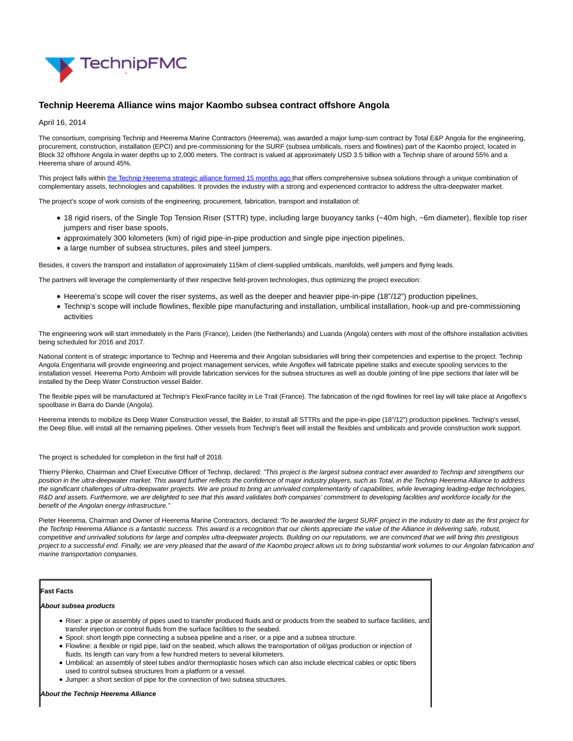# Technip Heerema Alliance wins major Kaombo subsea contract offshore Angola

April 16, 2014

The consortium, comprising Technip and Heerema Marine Contractors (Heerema), was awarded a major lump-sum contract by Total E&P Angola for the engineering, procurement, construction, installation (EPCI) and pre-commissioning for the SURF (subsea umbilicals, risers and flowlines) part of the Kaombo project, located in Block 32 offshore Angola in water depths up to 2,000 meters. The contract is valued at approximately USD 3.5 billion with a Technip share of around 55% and a Heerema share of around 45%.

This project falls within the Technip Heerema strategic alliance formed 15 months ago that offers comprehensive subsea solutions through a unique combination of complementary assets, technologies and capabilities. It provides the industry with a strong and experienced contractor to address the ultra-deepwater market.

The project's scope of work consists of the engineering, procurement, fabrication, transport and installation of:

- 18 rigid risers, of the Single Top Tension Riser (STTR) type, including large buoyancy tanks (~40m high, ~6m diameter), flexible top riser jumpers and riser base spools,
- approximately 300 kilometers (km) of rigid pipe-in-pipe production and single pipe injection pipelines,
- a large number of subsea structures, piles and steel jumpers.

Besides, it covers the transport and installation of approximately 115km of client-supplied umbilicals, manifolds, well jumpers and flying leads.

The partners will leverage the complementarity of their respective field-proven technologies, thus optimizing the project execution:

- Heerema's scope will cover the riser systems, as well as the deeper and heavier pipe-in-pipe (18"/12") production pipelines,
- Technip's scope will include flowlines, flexible pipe manufacturing and installation, umbilical installation, hook-up and pre-commissioning activities

The engineering work will start immediately in the Paris (France), Leiden (the Netherlands) and Luanda (Angola) centers with most of the offshore installation activities being scheduled for 2016 and 2017.

National content is of strategic importance to Technip and Heerema and their Angolan subsidiaries will bring their competencies and expertise to the project. Technip Angola Engenharia will provide engineering and project management services, while Angoflex will fabricate pipeline stalks and execute spooling services to the installation vessel. Heerema Porto Amboim will provide fabrication services for the subsea structures as well as double jointing of line pipe sections that later will be installed by the Deep Water Construction vessel Balder.

The flexible pipes will be manufactured at Technip's FlexiFrance facility in Le Trait (France). The fabrication of the rigid flowlines for reel lay will take place at Angoflex's spoolbase in Barra do Dande (Angola).

Heerema intends to mobilize its Deep Water Construction vessel, the Balder, to install all STTRs and the pipe-in-pipe (18"/12") production pipelines. Technip's vessel, the Deep Blue, will install all the remaining pipelines. Other vessels from Technip's fleet will install the flexibles and umbilicals and provide construction work support.

The project is scheduled for completion in the first half of 2018.

Thierry Pilenko, Chairman and Chief Executive Officer of Technip, declared: *"This project is the largest subsea contract ever awarded to Technip and strengthens our position in the ultra-deepwater market. This award further reflects the confidence of major industry players, such as Total, in the Technip Heerema Alliance to address the significant challenges of ultra-deepwater projects. We are proud to bring an unrivaled complementarity of capabilities, while leveraging leading-edge technologies, R&D and assets. Furthermore, we are delighted to see that this award validates both companies' commitment to developing facilities and workforce locally for the benefit of the Angolan energy infrastructure."*

Pieter Heerema, Chairman and Owner of Heerema Marine Contractors, declared: *"To be awarded the largest SURF project in the industry to date as the first project for the Technip Heerema Alliance is a fantastic success. This award is a recognition that our clients appreciate the value of the Alliance in delivering safe, robust, competitive and unrivalled solutions for large and complex ultra-deepwater projects. Building on our reputations, we are convinced that we will bring this prestigious project to a successful end. Finally, we are very pleased that the award of the Kaombo project allows us to bring substantial work volumes to our Angolan fabrication and marine transportation companies.*

**Fast Facts**

***About subsea products***

- Riser: a pipe or assembly of pipes used to transfer produced fluids and or products from the seabed to surface facilities, and transfer injection or control fluids from the surface facilities to the seabed.
- Spool: short length pipe connecting a subsea pipeline and a riser, or a pipe and a subsea structure.
- Flowline: a flexible or rigid pipe, laid on the seabed, which allows the transportation of oil/gas production or injection of fluids. Its length can vary from a few hundred meters to several kilometers.
- Umbilical: an assembly of steel tubes and/or thermoplastic hoses which can also include electrical cables or optic fibers used to control subsea structures from a platform or a vessel.
- Jumper: a short section of pipe for the connection of two subsea structures.

***About the Technip Heerema Alliance***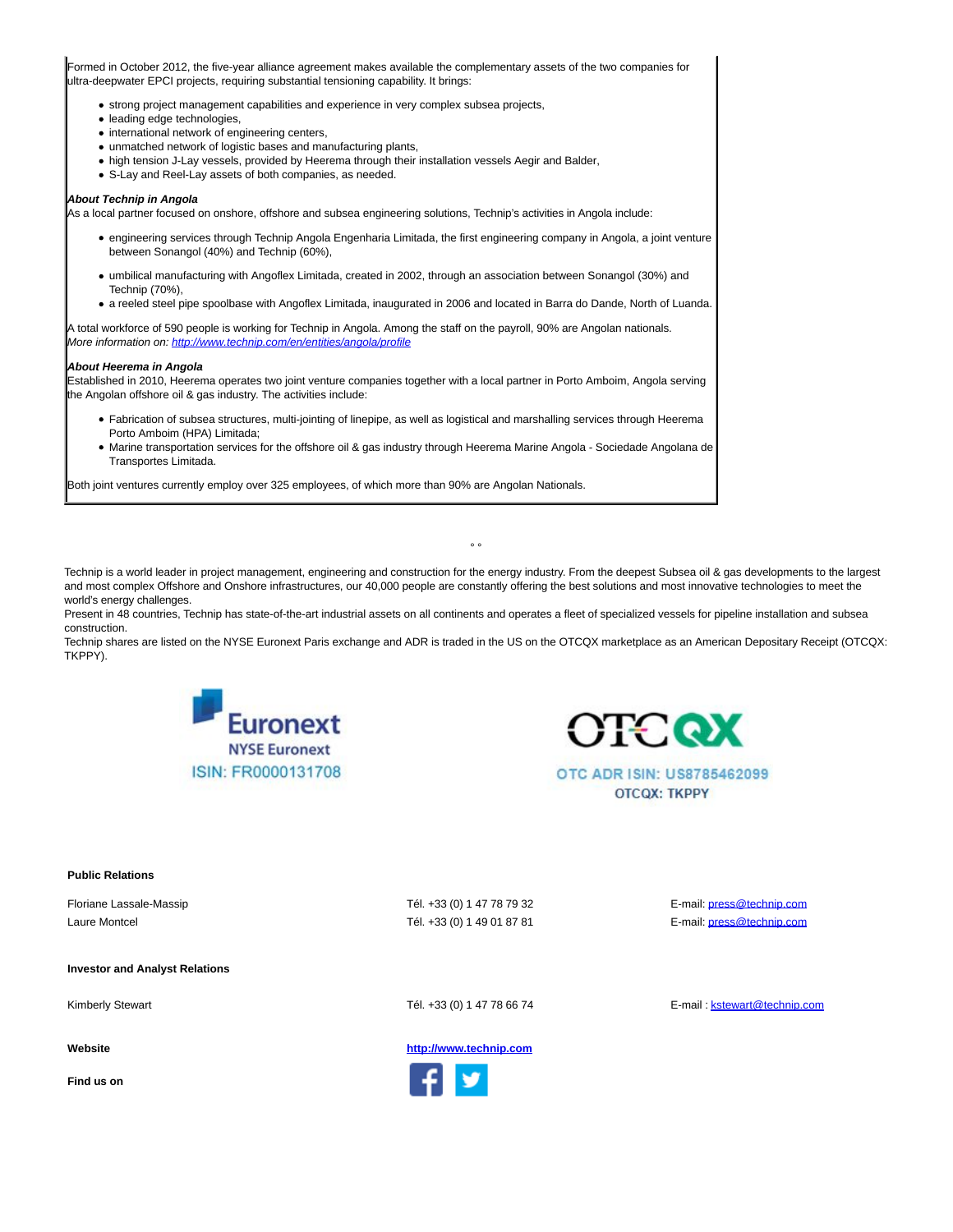Formed in October 2012, the five-year alliance agreement makes available the complementary assets of the two companies for ultra-deepwater EPCI projects, requiring substantial tensioning capability. It brings:

- strong project management capabilities and experience in very complex subsea projects,
- leading edge technologies,
- international network of engineering centers,
- unmatched network of logistic bases and manufacturing plants,
- high tension J-Lay vessels, provided by Heerema through their installation vessels Aegir and Balder,
- S-Lay and Reel-Lay assets of both companies, as needed.

***About Technip in Angola***

As a local partner focused on onshore, offshore and subsea engineering solutions, Technip's activities in Angola include:

- engineering services through Technip Angola Engenharia Limitada, the first engineering company in Angola, a joint venture between Sonangol (40%) and Technip (60%),
- umbilical manufacturing with Angoflex Limitada, created in 2002, through an association between Sonangol (30%) and Technip (70%),
- a reeled steel pipe spoolbase with Angoflex Limitada, inaugurated in 2006 and located in Barra do Dande, North of Luanda.

A total workforce of 590 people is working for Technip in Angola. Among the staff on the payroll, 90% are Angolan nationals.
*More information on: [http://www.technip.com/en/entities/angola/profile](http://www.technip.com/en/entities/angola/profile)*

***About Heerema in Angola***

Established in 2010, Heerema operates two joint venture companies together with a local partner in Porto Amboim, Angola serving the Angolan offshore oil & gas industry. The activities include:

- Fabrication of subsea structures, multi-jointing of linepipe, as well as logistical and marshalling services through Heerema Porto Amboim (HPA) Limitada;
- Marine transportation services for the offshore oil & gas industry through Heerema Marine Angola - Sociedade Angolana de Transportes Limitada.

Both joint ventures currently employ over 325 employees, of which more than 90% are Angolan Nationals.

° °

Technip is a world leader in project management, engineering and construction for the energy industry. From the deepest Subsea oil & gas developments to the largest and most complex Offshore and Onshore infrastructures, our 40,000 people are constantly offering the best solutions and most innovative technologies to meet the world's energy challenges.
Present in 48 countries, Technip has state-of-the-art industrial assets on all continents and operates a fleet of specialized vessels for pipeline installation and subsea construction.
Technip shares are listed on the NYSE Euronext Paris exchange and ADR is traded in the US on the OTCQX marketplace as an American Depositary Receipt (OTCQX: TKPPY).

Euronext
NYSE Euronext
ISIN: FR0000131708

OTCQX
OTC ADR ISIN: US8785462099
OTCQX: TKPPY

**Public Relations**

| | | |
|---|---|---|
| Floriane Lassale-Massip | Tél. +33 (0) 1 47 78 79 32 | E-mail: [press@technip.com](mailto:press@technip.com) |
| Laure Montcel | Tél. +33 (0) 1 49 01 87 81 | E-mail: [press@technip.com](mailto:press@technip.com) |

**Investor and Analyst Relations**

| | | |
|---|---|---|
| Kimberly Stewart | Tél. +33 (0) 1 47 78 66 74 | E-mail : [kstewart@technip.com](mailto:kstewart@technip.com) |

**Website** [http://www.technip.com](http://www.technip.com)

**Find us on**